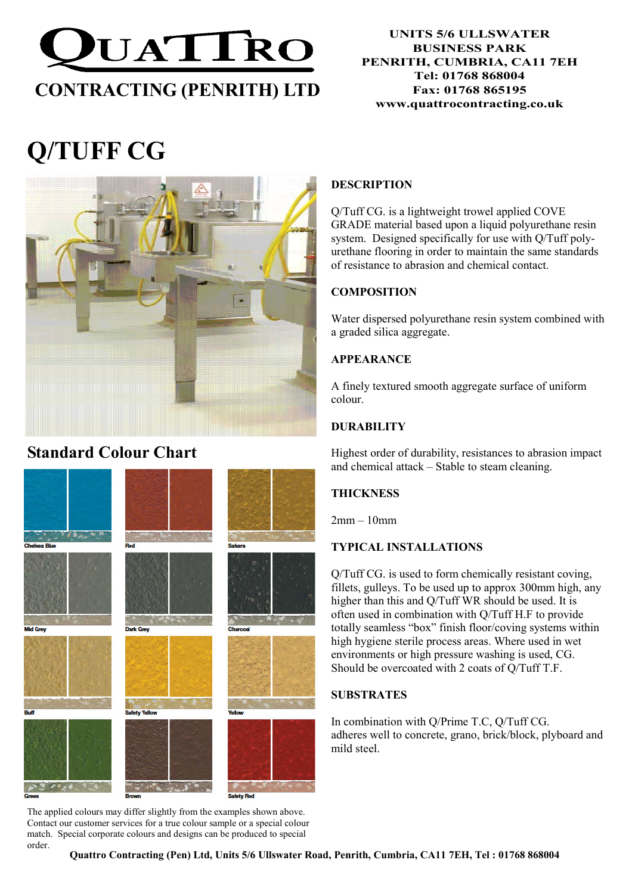# QUATTRO

## CONTRACTING (PENRITH) LTD

UNITS 5/6 ULLSWATER
BUSINESS PARK
PENRITH, CUMBRIA, CA11 7EH
Tel: 01768 868004
Fax: 01768 865195
www.quattrocontracting.co.uk

# Q/TUFF CG

## Standard Colour Chart

Chelsea Blue, Red, Sahara, Mid Grey, Dark Grey, Charcoal, Buff, Safety Yellow, Yellow, Green, Brown, Safety Red

The applied colours may differ slightly from the examples shown above. Contact our customer services for a true colour sample or a special colour match. Special corporate colours and designs can be produced to special order.

### DESCRIPTION

Q/Tuff CG. is a lightweight trowel applied COVE GRADE material based upon a liquid polyurethane resin system. Designed specifically for use with Q/Tuff polyurethane flooring in order to maintain the same standards of resistance to abrasion and chemical contact.

### COMPOSITION

Water dispersed polyurethane resin system combined with a graded silica aggregate.

### APPEARANCE

A finely textured smooth aggregate surface of uniform colour.

### DURABILITY

Highest order of durability, resistances to abrasion impact and chemical attack – Stable to steam cleaning.

### THICKNESS

2mm – 10mm

### TYPICAL INSTALLATIONS

Q/Tuff CG. is used to form chemically resistant coving, fillets, gulleys. To be used up to approx 300mm high, any higher than this and Q/Tuff WR should be used. It is often used in combination with Q/Tuff H.F to provide totally seamless "box" finish floor/coving systems within high hygiene sterile process areas. Where used in wet environments or high pressure washing is used, CG. Should be overcoated with 2 coats of Q/Tuff T.F.

### SUBSTRATES

In combination with Q/Prime T.C, Q/Tuff CG. adheres well to concrete, grano, brick/block, plyboard and mild steel.

**Quattro Contracting (Pen) Ltd, Units 5/6 Ullswater Road, Penrith, Cumbria, CA11 7EH, Tel : 01768 868004**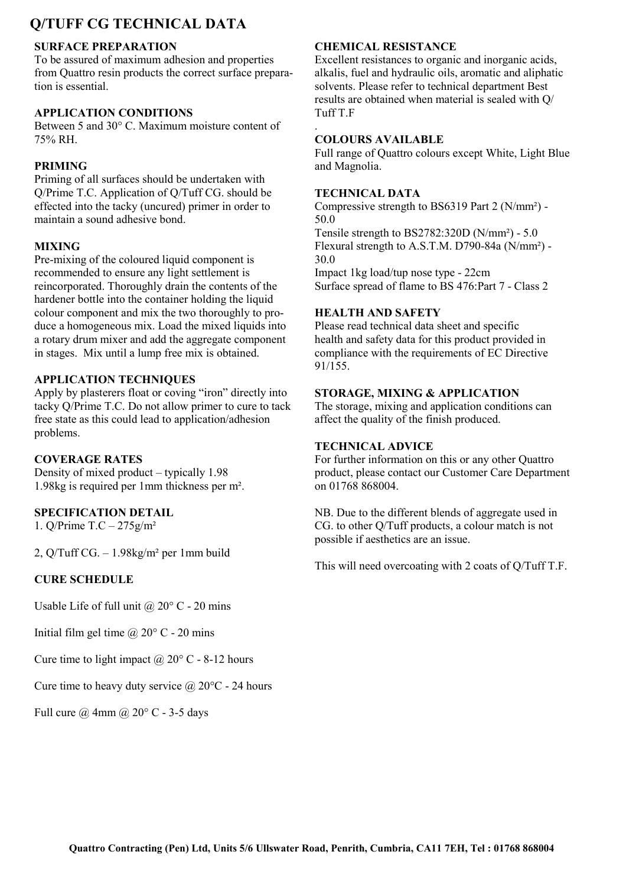# Q/TUFF CG TECHNICAL DATA

## SURFACE PREPARATION

To be assured of maximum adhesion and properties from Quattro resin products the correct surface preparation is essential.

## APPLICATION CONDITIONS

Between 5 and 30° C. Maximum moisture content of 75% RH.

## PRIMING

Priming of all surfaces should be undertaken with Q/Prime T.C. Application of Q/Tuff CG. should be effected into the tacky (uncured) primer in order to maintain a sound adhesive bond.

## MIXING

Pre-mixing of the coloured liquid component is recommended to ensure any light settlement is reincorporated. Thoroughly drain the contents of the hardener bottle into the container holding the liquid colour component and mix the two thoroughly to produce a homogeneous mix. Load the mixed liquids into a rotary drum mixer and add the aggregate component in stages. Mix until a lump free mix is obtained.

## APPLICATION TECHNIQUES

Apply by plasterers float or coving "iron" directly into tacky Q/Prime T.C. Do not allow primer to cure to tack free state as this could lead to application/adhesion problems.

## COVERAGE RATES

Density of mixed product – typically 1.98
1.98kg is required per 1mm thickness per m².

## SPECIFICATION DETAIL

1. Q/Prime T.C – 275g/m²

2, Q/Tuff CG. – 1.98kg/m² per 1mm build

## CURE SCHEDULE

Usable Life of full unit @ 20° C - 20 mins

Initial film gel time @ 20° C - 20 mins

Cure time to light impact @ 20° C - 8-12 hours

Cure time to heavy duty service @ 20°C - 24 hours

Full cure @ 4mm @ 20° C - 3-5 days

## CHEMICAL RESISTANCE

Excellent resistances to organic and inorganic acids, alkalis, fuel and hydraulic oils, aromatic and aliphatic solvents. Please refer to technical department Best results are obtained when material is sealed with Q/Tuff T.F

.

## COLOURS AVAILABLE

Full range of Quattro colours except White, Light Blue and Magnolia.

## TECHNICAL DATA

Compressive strength to BS6319 Part 2 (N/mm²) - 50.0
Tensile strength to BS2782:320D (N/mm²) - 5.0
Flexural strength to A.S.T.M. D790-84a (N/mm²) - 30.0
Impact 1kg load/tup nose type - 22cm
Surface spread of flame to BS 476:Part 7 - Class 2

## HEALTH AND SAFETY

Please read technical data sheet and specific health and safety data for this product provided in compliance with the requirements of EC Directive 91/155.

## STORAGE, MIXING & APPLICATION

The storage, mixing and application conditions can affect the quality of the finish produced.

## TECHNICAL ADVICE

For further information on this or any other Quattro product, please contact our Customer Care Department on 01768 868004.

NB. Due to the different blends of aggregate used in CG. to other Q/Tuff products, a colour match is not possible if aesthetics are an issue.

This will need overcoating with 2 coats of Q/Tuff T.F.

**Quattro Contracting (Pen) Ltd, Units 5/6 Ullswater Road, Penrith, Cumbria, CA11 7EH, Tel : 01768 868004**